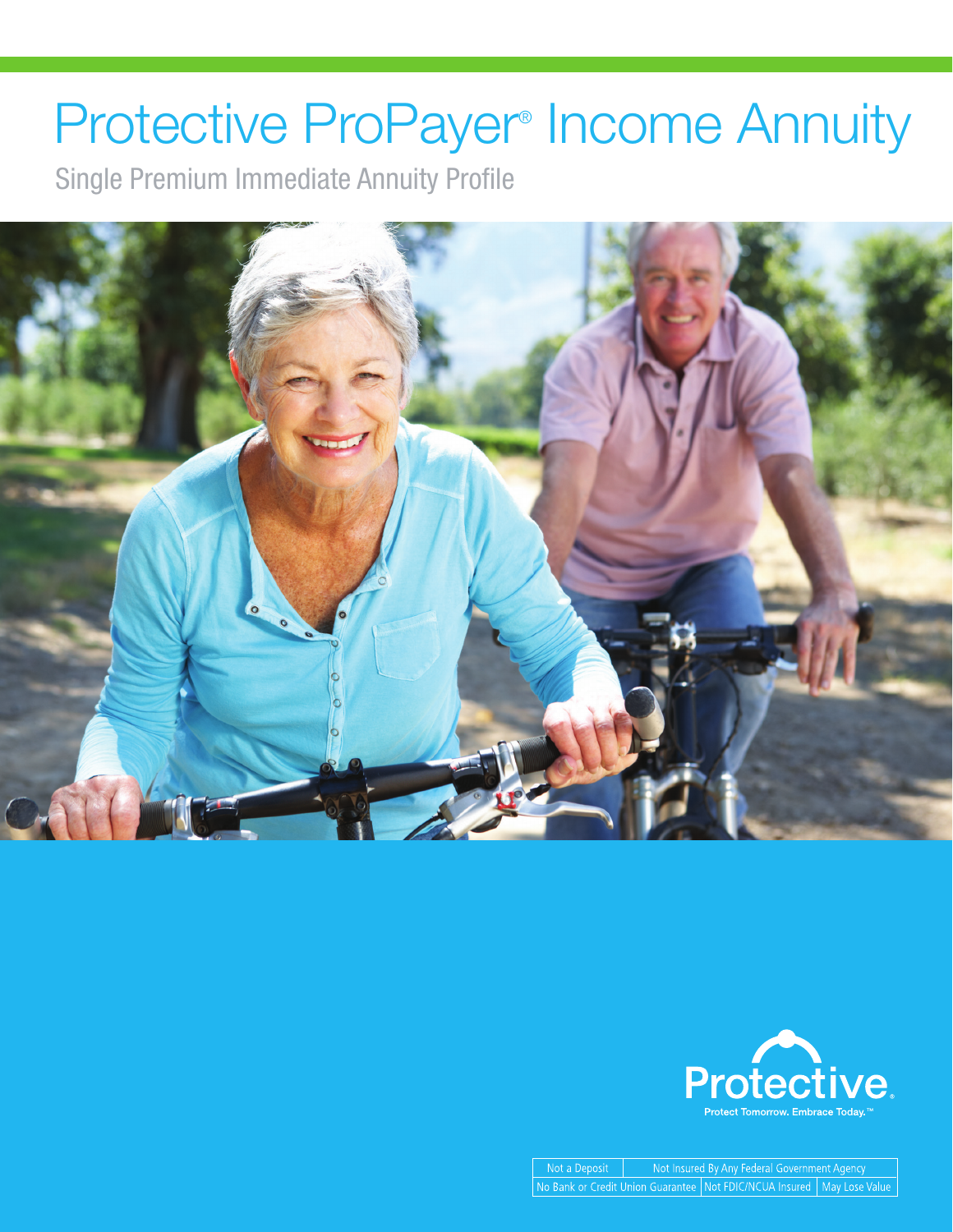# Protective ProPayer® Income Annuity

## Single Premium Immediate Annuity Profile

Protective®

Protect Tomorrow. Embrace Today.™

| Not a Deposit | Not Insured By Any Federal Government Agency | |
|---|---|---|
| No Bank or Credit Union Guarantee | Not FDIC/NCUA Insured | May Lose Value |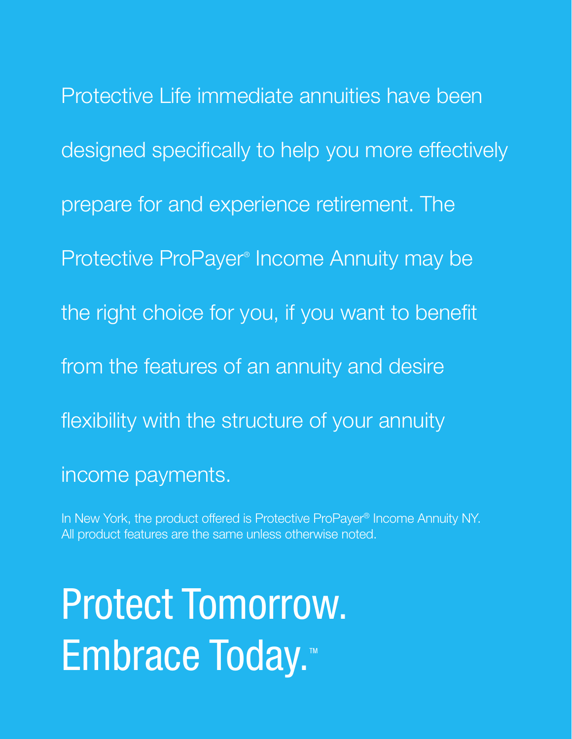Protective Life immediate annuities have been designed specifically to help you more effectively prepare for and experience retirement. The Protective ProPayer® Income Annuity may be the right choice for you, if you want to benefit from the features of an annuity and desire flexibility with the structure of your annuity income payments.

In New York, the product offered is Protective ProPayer® Income Annuity NY. All product features are the same unless otherwise noted.

# Protect Tomorrow. Embrace Today.™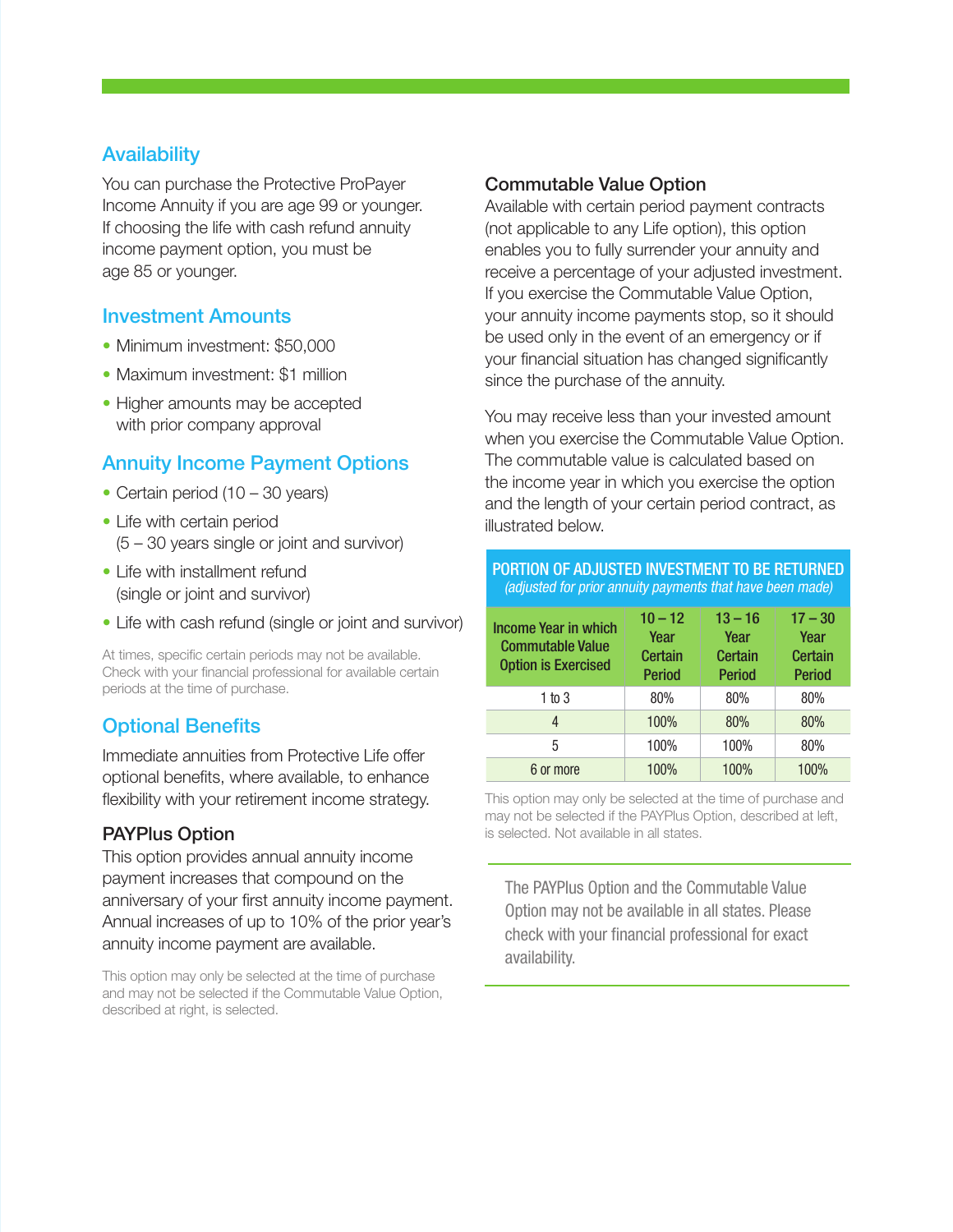## Availability

You can purchase the Protective ProPayer Income Annuity if you are age 99 or younger. If choosing the life with cash refund annuity income payment option, you must be age 85 or younger.

## Investment Amounts

- Minimum investment: $50,000
- Maximum investment: $1 million
- Higher amounts may be accepted with prior company approval

## Annuity Income Payment Options

- Certain period (10 – 30 years)
- Life with certain period (5 – 30 years single or joint and survivor)
- Life with installment refund (single or joint and survivor)
- Life with cash refund (single or joint and survivor)

At times, specific certain periods may not be available. Check with your financial professional for available certain periods at the time of purchase.

## Optional Benefits

Immediate annuities from Protective Life offer optional benefits, where available, to enhance flexibility with your retirement income strategy.

### PAYPlus Option

This option provides annual annuity income payment increases that compound on the anniversary of your first annuity income payment. Annual increases of up to 10% of the prior year's annuity income payment are available.

This option may only be selected at the time of purchase and may not be selected if the Commutable Value Option, described at right, is selected.

### Commutable Value Option

Available with certain period payment contracts (not applicable to any Life option), this option enables you to fully surrender your annuity and receive a percentage of your adjusted investment. If you exercise the Commutable Value Option, your annuity income payments stop, so it should be used only in the event of an emergency or if your financial situation has changed significantly since the purchase of the annuity.

You may receive less than your invested amount when you exercise the Commutable Value Option. The commutable value is calculated based on the income year in which you exercise the option and the length of your certain period contract, as illustrated below.

**PORTION OF ADJUSTED INVESTMENT TO BE RETURNED**
*(adjusted for prior annuity payments that have been made)*

| Income Year in which Commutable Value Option is Exercised | 10 – 12 Year Certain Period | 13 – 16 Year Certain Period | 17 – 30 Year Certain Period |
|---|---|---|---|
| 1 to 3 | 80% | 80% | 80% |
| 4 | 100% | 80% | 80% |
| 5 | 100% | 100% | 80% |
| 6 or more | 100% | 100% | 100% |

This option may only be selected at the time of purchase and may not be selected if the PAYPlus Option, described at left, is selected. Not available in all states.

The PAYPlus Option and the Commutable Value Option may not be available in all states. Please check with your financial professional for exact availability.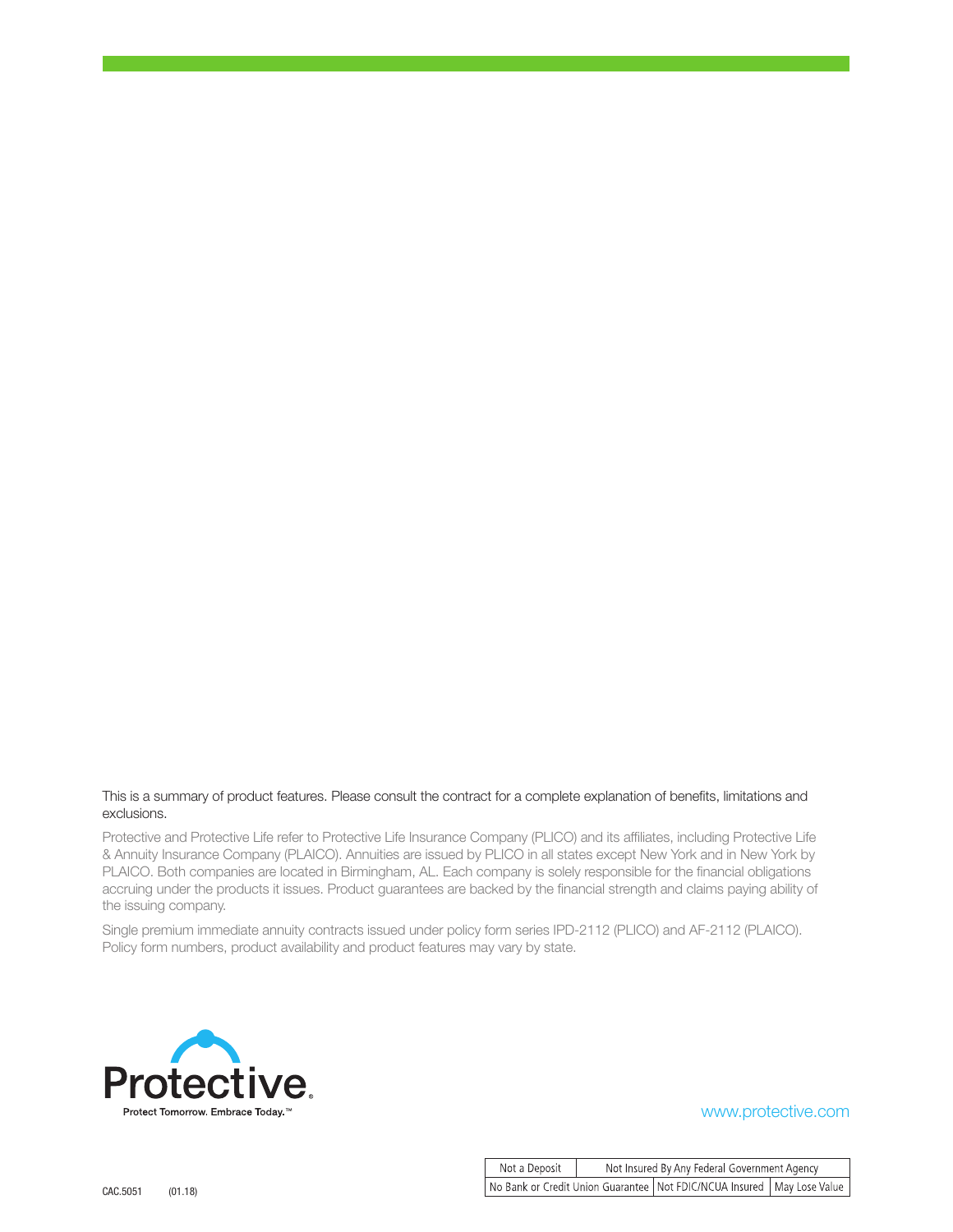This is a summary of product features. Please consult the contract for a complete explanation of benefits, limitations and exclusions.

Protective and Protective Life refer to Protective Life Insurance Company (PLICO) and its affiliates, including Protective Life & Annuity Insurance Company (PLAICO). Annuities are issued by PLICO in all states except New York and in New York by PLAICO. Both companies are located in Birmingham, AL. Each company is solely responsible for the financial obligations accruing under the products it issues. Product guarantees are backed by the financial strength and claims paying ability of the issuing company.

Single premium immediate annuity contracts issued under policy form series IPD-2112 (PLICO) and AF-2112 (PLAICO). Policy form numbers, product availability and product features may vary by state.

Protective.

Protect Tomorrow. Embrace Today.™

www.protective.com

| | | |
|---|---|---|
| Not a Deposit | Not Insured By Any Federal Government Agency | |
| No Bank or Credit Union Guarantee | Not FDIC/NCUA Insured | May Lose Value |

CAC.5051 (01.18)